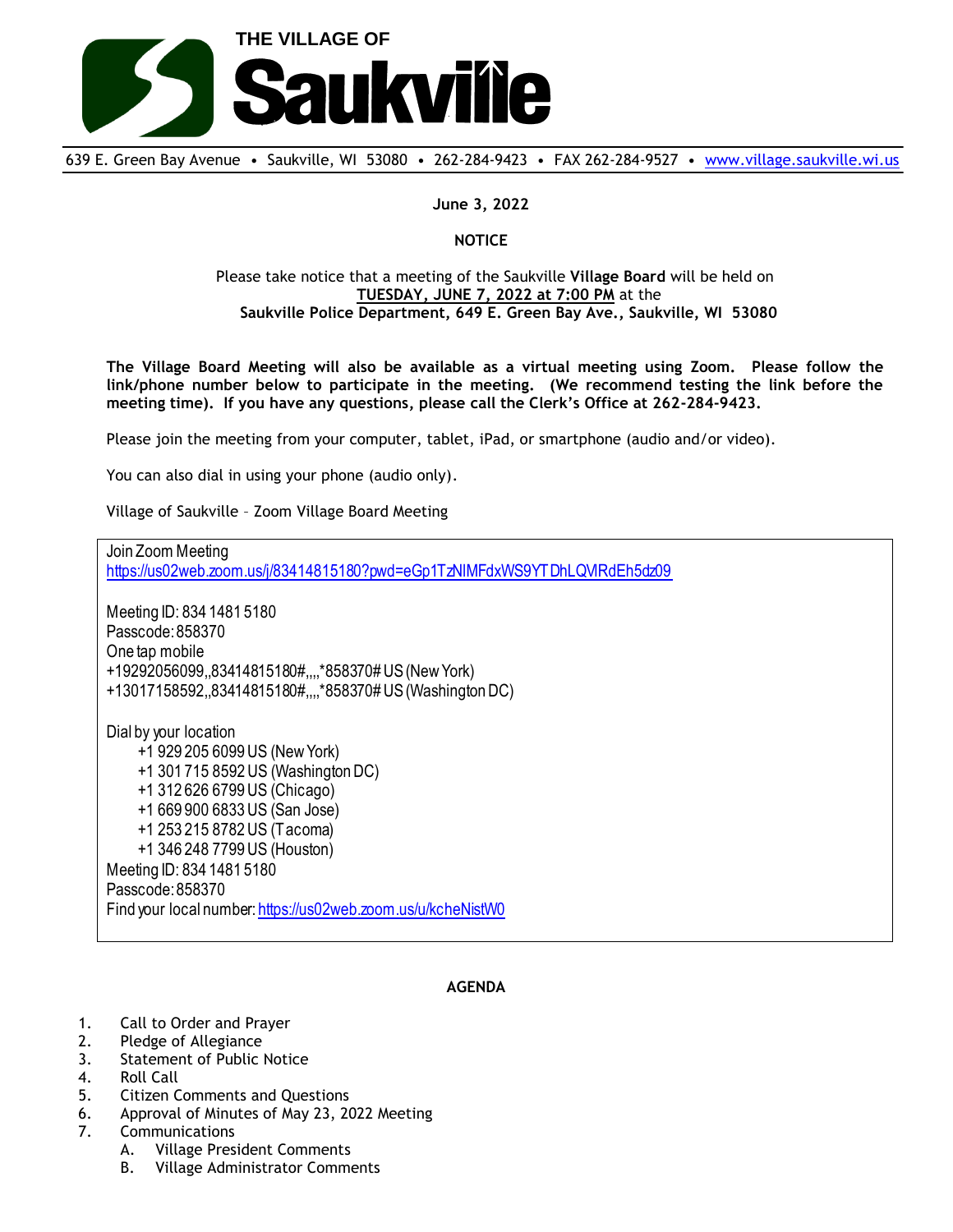# THE VILLAGE OF Saukville

639 E. Green Bay Avenue • Saukville, WI 53080 • 262-284-9423 • FAX 262-284-9527 • www.village.saukville.wi.us

**June 3, 2022**

**NOTICE**

Please take notice that a meeting of the Saukville **Village Board** will be held on **TUESDAY, JUNE 7, 2022 at 7:00 PM** at the **Saukville Police Department, 649 E. Green Bay Ave., Saukville, WI 53080**

**The Village Board Meeting will also be available as a virtual meeting using Zoom. Please follow the link/phone number below to participate in the meeting. (We recommend testing the link before the meeting time). If you have any questions, please call the Clerk's Office at 262-284-9423.**

Please join the meeting from your computer, tablet, iPad, or smartphone (audio and/or video).

You can also dial in using your phone (audio only).

Village of Saukville – Zoom Village Board Meeting

Join Zoom Meeting
https://us02web.zoom.us/j/83414815180?pwd=eGp1TzNlMFdxWS9YTDhLQVlRdEh5dz09

Meeting ID: 834 1481 5180
Passcode: 858370
One tap mobile
+19292056099,,83414815180#,,,,*858370# US (New York)
+13017158592,,83414815180#,,,,*858370# US (Washington DC)

Dial by your location
- +1 929 205 6099 US (New York)
- +1 301 715 8592 US (Washington DC)
- +1 312 626 6799 US (Chicago)
- +1 669 900 6833 US (San Jose)
- +1 253 215 8782 US (Tacoma)
- +1 346 248 7799 US (Houston)

Meeting ID: 834 1481 5180
Passcode: 858370
Find your local number: https://us02web.zoom.us/u/kcheNistW0

**AGENDA**

1. Call to Order and Prayer
2. Pledge of Allegiance
3. Statement of Public Notice
4. Roll Call
5. Citizen Comments and Questions
6. Approval of Minutes of May 23, 2022 Meeting
7. Communications
   A. Village President Comments
   B. Village Administrator Comments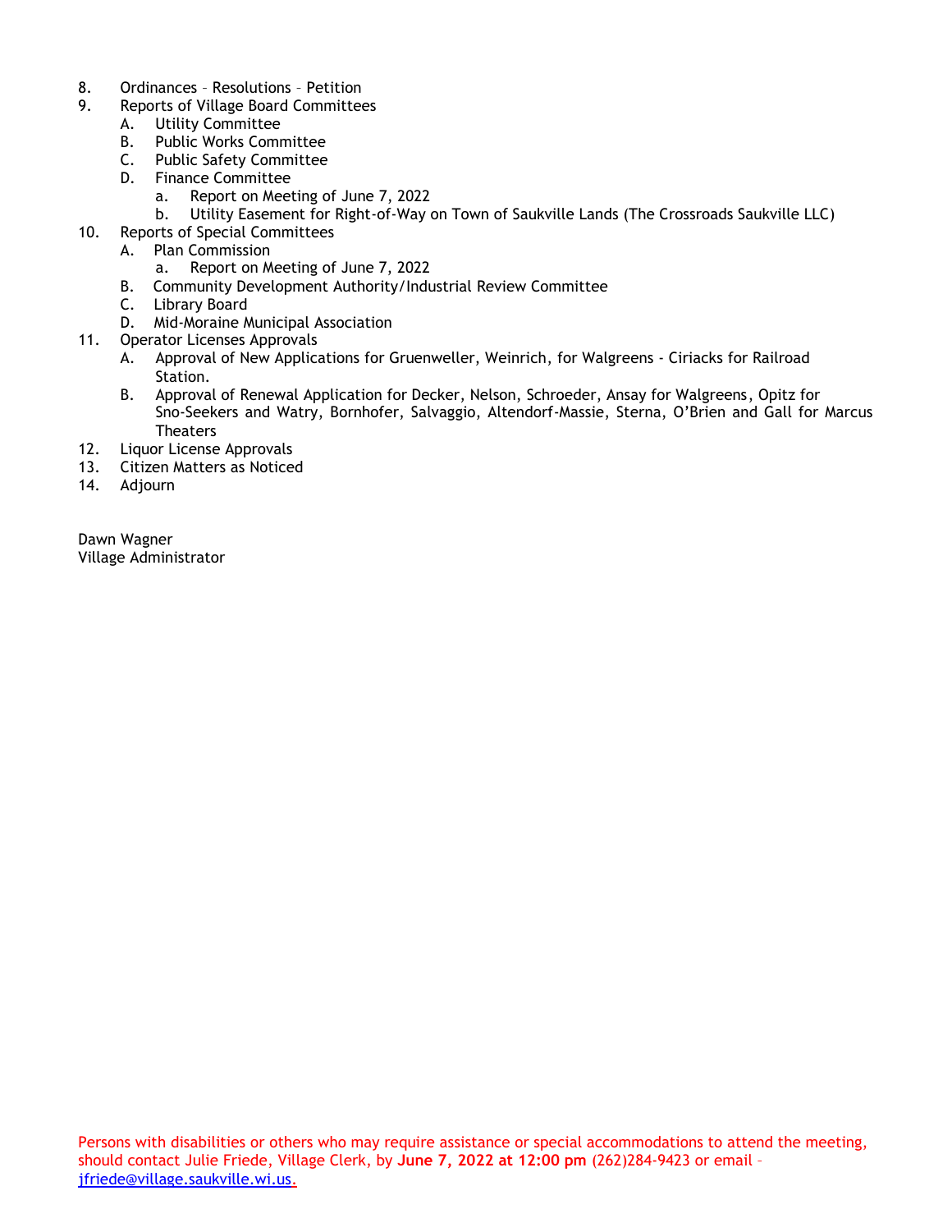8. Ordinances – Resolutions – Petition
9. Reports of Village Board Committees
   - A. Utility Committee
   - B. Public Works Committee
   - C. Public Safety Committee
   - D. Finance Committee
     - a. Report on Meeting of June 7, 2022
     - b. Utility Easement for Right-of-Way on Town of Saukville Lands (The Crossroads Saukville LLC)
10. Reports of Special Committees
    - A. Plan Commission
      - a. Report on Meeting of June 7, 2022
    - B. Community Development Authority/Industrial Review Committee
    - C. Library Board
    - D. Mid-Moraine Municipal Association
11. Operator Licenses Approvals
    - A. Approval of New Applications for Gruenweller, Weinrich, for Walgreens - Ciriacks for Railroad Station.
    - B. Approval of Renewal Application for Decker, Nelson, Schroeder, Ansay for Walgreens, Opitz for Sno-Seekers and Watry, Bornhofer, Salvaggio, Altendorf-Massie, Sterna, O'Brien and Gall for Marcus Theaters
12. Liquor License Approvals
13. Citizen Matters as Noticed
14. Adjourn

Dawn Wagner
Village Administrator

Persons with disabilities or others who may require assistance or special accommodations to attend the meeting, should contact Julie Friede, Village Clerk, by **June 7, 2022 at 12:00 pm** (262)284-9423 or email – jfriede@village.saukville.wi.us.